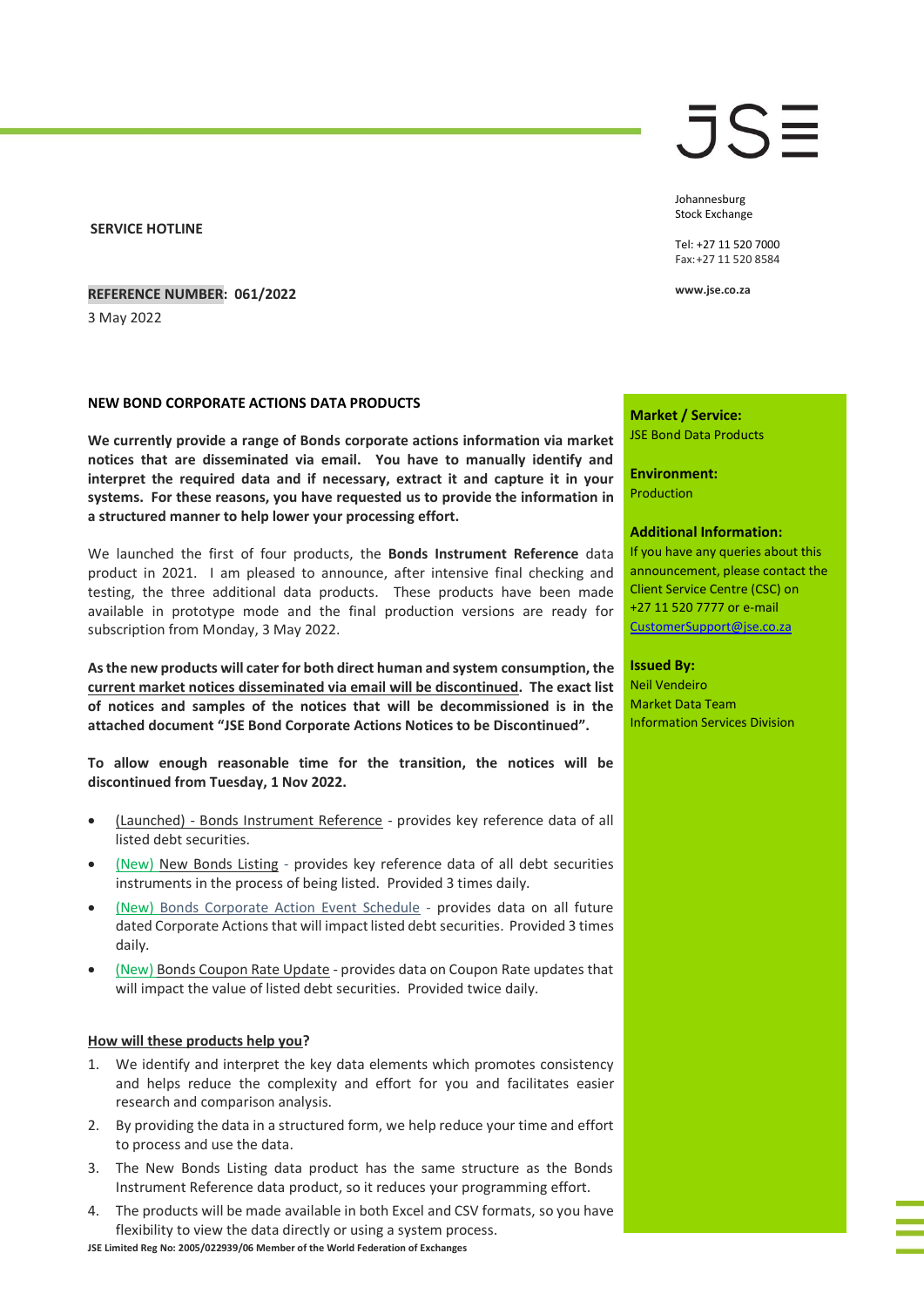JSE

Johannesburg
Stock Exchange

Tel: +27 11 520 7000
Fax: +27 11 520 8584

www.jse.co.za

**SERVICE HOTLINE**

**REFERENCE NUMBER: 061/2022**

3 May 2022

**Market / Service:**
JSE Bond Data Products

**Environment:**
Production

**Additional Information:**
If you have any queries about this announcement, please contact the Client Service Centre (CSC) on +27 11 520 7777 or e-mail CustomerSupport@jse.co.za

**Issued By:**
Neil Vendeiro
Market Data Team
Information Services Division

**NEW BOND CORPORATE ACTIONS DATA PRODUCTS**

**We currently provide a range of Bonds corporate actions information via market notices that are disseminated via email. You have to manually identify and interpret the required data and if necessary, extract it and capture it in your systems. For these reasons, you have requested us to provide the information in a structured manner to help lower your processing effort.**

We launched the first of four products, the **Bonds Instrument Reference** data product in 2021. I am pleased to announce, after intensive final checking and testing, the three additional data products. These products have been made available in prototype mode and the final production versions are ready for subscription from Monday, 3 May 2022.

**As the new products will cater for both direct human and system consumption, the current market notices disseminated via email will be discontinued. The exact list of notices and samples of the notices that will be decommissioned is in the attached document "JSE Bond Corporate Actions Notices to be Discontinued".**

**To allow enough reasonable time for the transition, the notices will be discontinued from Tuesday, 1 Nov 2022.**

- (Launched) - Bonds Instrument Reference - provides key reference data of all listed debt securities.
- (New) New Bonds Listing - provides key reference data of all debt securities instruments in the process of being listed. Provided 3 times daily.
- (New) Bonds Corporate Action Event Schedule - provides data on all future dated Corporate Actions that will impact listed debt securities. Provided 3 times daily.
- (New) Bonds Coupon Rate Update - provides data on Coupon Rate updates that will impact the value of listed debt securities. Provided twice daily.

**How will these products help you?**

1. We identify and interpret the key data elements which promotes consistency and helps reduce the complexity and effort for you and facilitates easier research and comparison analysis.
2. By providing the data in a structured form, we help reduce your time and effort to process and use the data.
3. The New Bonds Listing data product has the same structure as the Bonds Instrument Reference data product, so it reduces your programming effort.
4. The products will be made available in both Excel and CSV formats, so you have flexibility to view the data directly or using a system process.

**JSE Limited Reg No: 2005/022939/06 Member of the World Federation of Exchanges**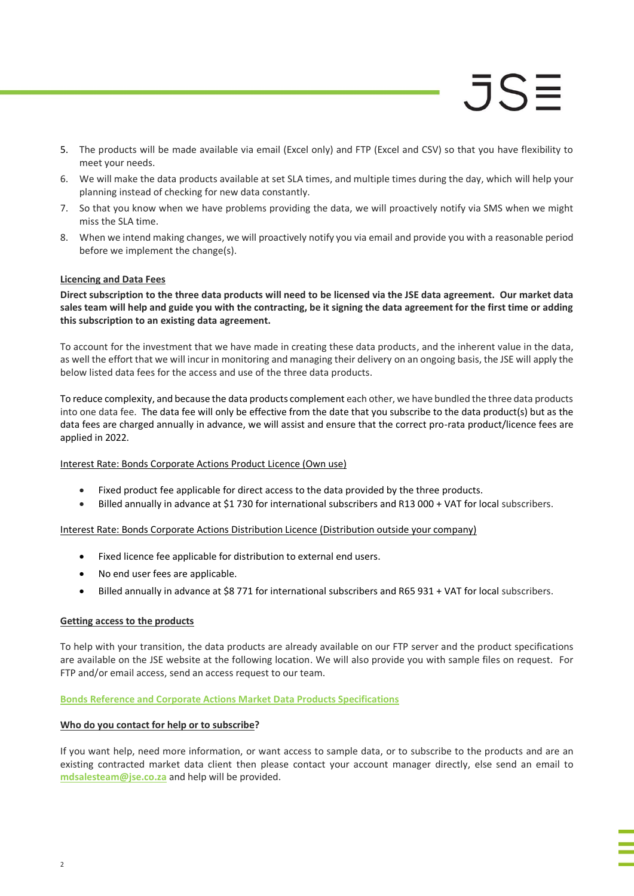5. The products will be made available via email (Excel only) and FTP (Excel and CSV) so that you have flexibility to meet your needs.
6. We will make the data products available at set SLA times, and multiple times during the day, which will help your planning instead of checking for new data constantly.
7. So that you know when we have problems providing the data, we will proactively notify via SMS when we might miss the SLA time.
8. When we intend making changes, we will proactively notify you via email and provide you with a reasonable period before we implement the change(s).

**Licencing and Data Fees**

**Direct subscription to the three data products will need to be licensed via the JSE data agreement. Our market data sales team will help and guide you with the contracting, be it signing the data agreement for the first time or adding this subscription to an existing data agreement.**

To account for the investment that we have made in creating these data products, and the inherent value in the data, as well the effort that we will incur in monitoring and managing their delivery on an ongoing basis, the JSE will apply the below listed data fees for the access and use of the three data products.

To reduce complexity, and because the data products complement each other, we have bundled the three data products into one data fee. The data fee will only be effective from the date that you subscribe to the data product(s) but as the data fees are charged annually in advance, we will assist and ensure that the correct pro-rata product/licence fees are applied in 2022.

Interest Rate: Bonds Corporate Actions Product Licence (Own use)

- Fixed product fee applicable for direct access to the data provided by the three products.
- Billed annually in advance at $1 730 for international subscribers and R13 000 + VAT for local subscribers.

Interest Rate: Bonds Corporate Actions Distribution Licence (Distribution outside your company)

- Fixed licence fee applicable for distribution to external end users.
- No end user fees are applicable.
- Billed annually in advance at $8 771 for international subscribers and R65 931 + VAT for local subscribers.

**Getting access to the products**

To help with your transition, the data products are already available on our FTP server and the product specifications are available on the JSE website at the following location. We will also provide you with sample files on request. For FTP and/or email access, send an access request to our team.

**Bonds Reference and Corporate Actions Market Data Products Specifications**

**Who do you contact for help or to subscribe?**

If you want help, need more information, or want access to sample data, or to subscribe to the products and are an existing contracted market data client then please contact your account manager directly, else send an email to **mdsalesteam@jse.co.za** and help will be provided.